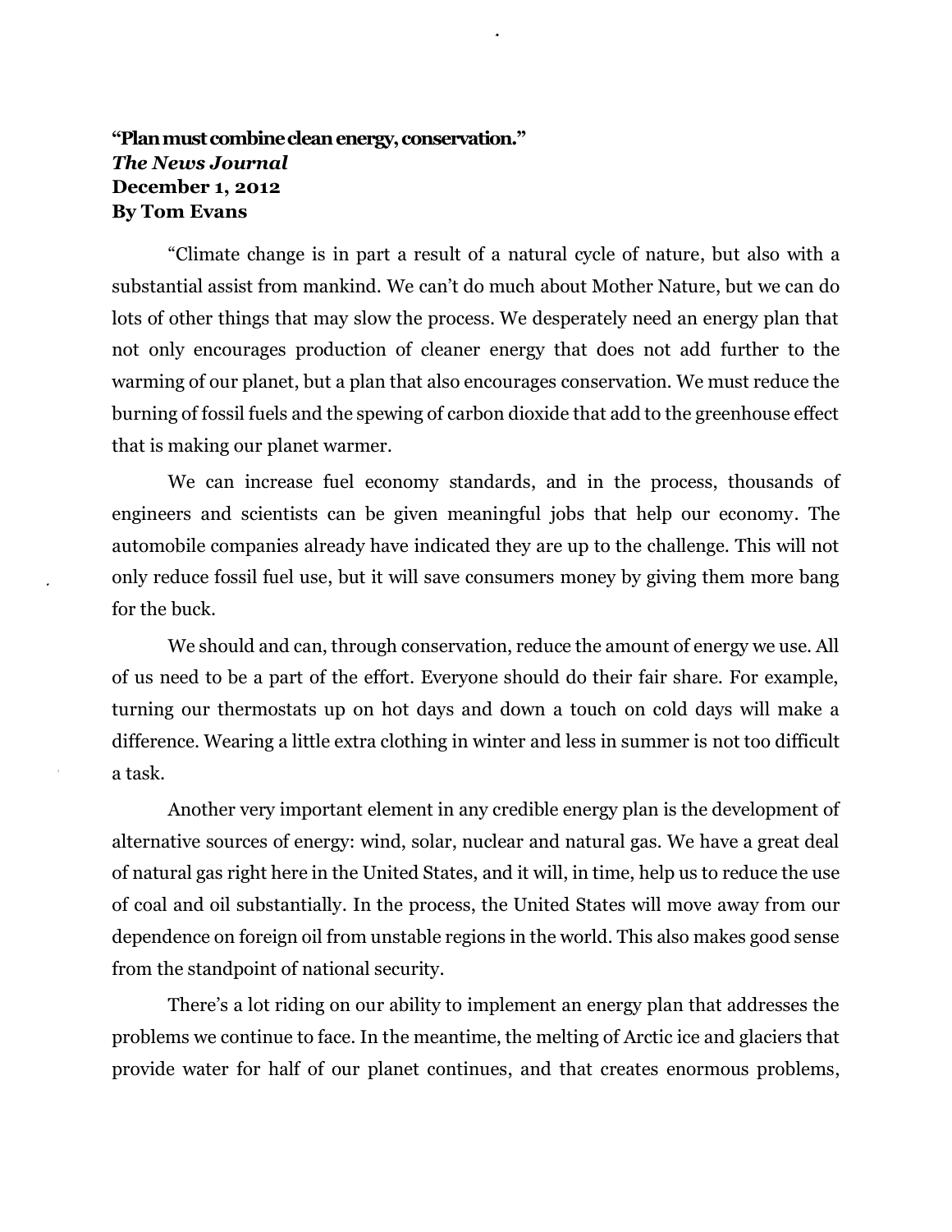**"Plan must combine clean energy, conservation."**
***The News Journal***
**December 1, 2012**
**By Tom Evans**

"Climate change is in part a result of a natural cycle of nature, but also with a substantial assist from mankind. We can't do much about Mother Nature, but we can do lots of other things that may slow the process. We desperately need an energy plan that not only encourages production of cleaner energy that does not add further to the warming of our planet, but a plan that also encourages conservation. We must reduce the burning of fossil fuels and the spewing of carbon dioxide that add to the greenhouse effect that is making our planet warmer.

We can increase fuel economy standards, and in the process, thousands of engineers and scientists can be given meaningful jobs that help our economy. The automobile companies already have indicated they are up to the challenge. This will not only reduce fossil fuel use, but it will save consumers money by giving them more bang for the buck.

We should and can, through conservation, reduce the amount of energy we use. All of us need to be a part of the effort. Everyone should do their fair share. For example, turning our thermostats up on hot days and down a touch on cold days will make a difference. Wearing a little extra clothing in winter and less in summer is not too difficult a task.

Another very important element in any credible energy plan is the development of alternative sources of energy: wind, solar, nuclear and natural gas. We have a great deal of natural gas right here in the United States, and it will, in time, help us to reduce the use of coal and oil substantially. In the process, the United States will move away from our dependence on foreign oil from unstable regions in the world. This also makes good sense from the standpoint of national security.

There's a lot riding on our ability to implement an energy plan that addresses the problems we continue to face. In the meantime, the melting of Arctic ice and glaciers that provide water for half of our planet continues, and that creates enormous problems,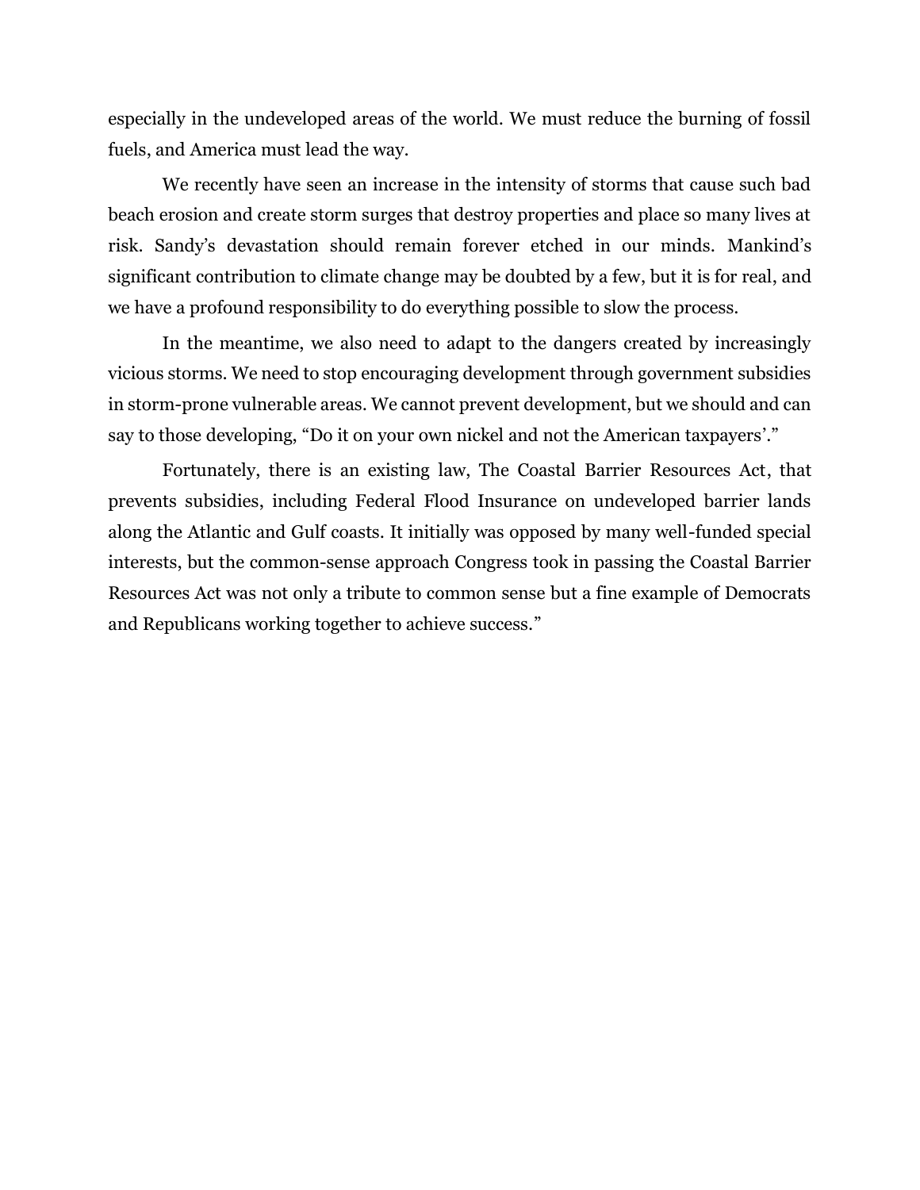especially in the undeveloped areas of the world. We must reduce the burning of fossil fuels, and America must lead the way.

We recently have seen an increase in the intensity of storms that cause such bad beach erosion and create storm surges that destroy properties and place so many lives at risk. Sandy's devastation should remain forever etched in our minds. Mankind's significant contribution to climate change may be doubted by a few, but it is for real, and we have a profound responsibility to do everything possible to slow the process.

In the meantime, we also need to adapt to the dangers created by increasingly vicious storms. We need to stop encouraging development through government subsidies in storm-prone vulnerable areas. We cannot prevent development, but we should and can say to those developing, "Do it on your own nickel and not the American taxpayers'."

Fortunately, there is an existing law, The Coastal Barrier Resources Act, that prevents subsidies, including Federal Flood Insurance on undeveloped barrier lands along the Atlantic and Gulf coasts. It initially was opposed by many well-funded special interests, but the common-sense approach Congress took in passing the Coastal Barrier Resources Act was not only a tribute to common sense but a fine example of Democrats and Republicans working together to achieve success."